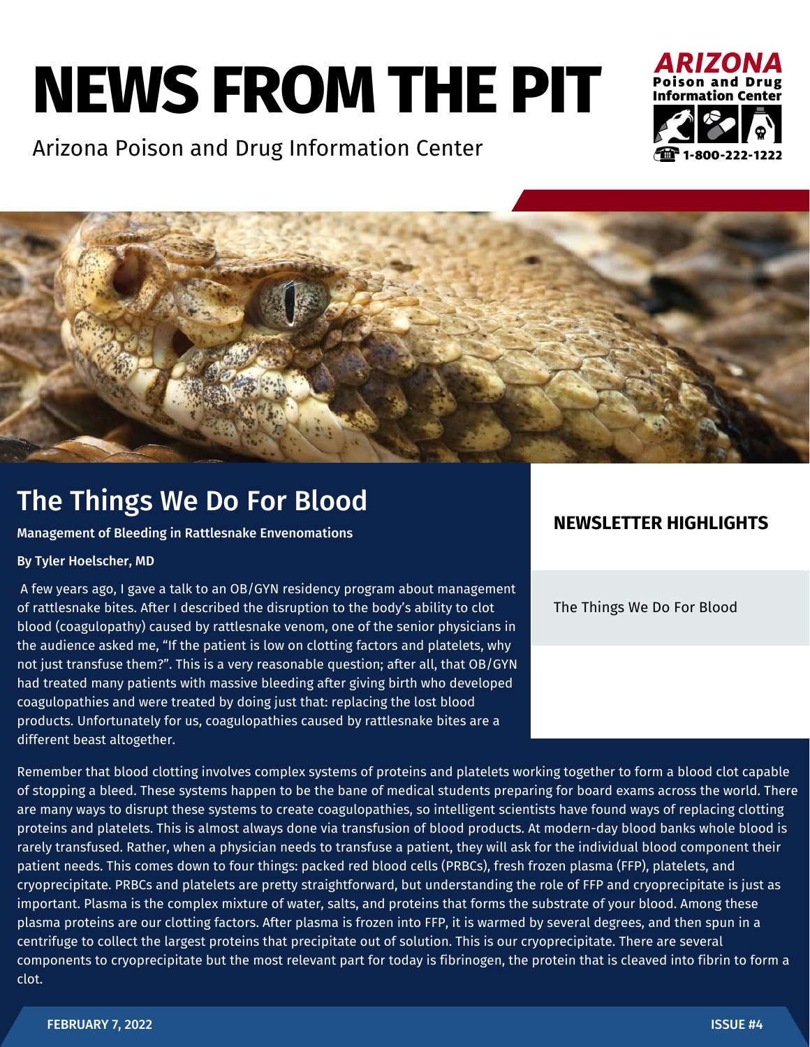# NEWS FROM THE PIT

Arizona Poison and Drug Information Center

ARIZONA Poison and Drug Information Center 1-800-222-1222

## The Things We Do For Blood

**Management of Bleeding in Rattlesnake Envenomations**

**By Tyler Hoelscher, MD**

A few years ago, I gave a talk to an OB/GYN residency program about management of rattlesnake bites. After I described the disruption to the body's ability to clot blood (coagulopathy) caused by rattlesnake venom, one of the senior physicians in the audience asked me, "If the patient is low on clotting factors and platelets, why not just transfuse them?". This is a very reasonable question; after all, that OB/GYN had treated many patients with massive bleeding after giving birth who developed coagulopathies and were treated by doing just that: replacing the lost blood products. Unfortunately for us, coagulopathies caused by rattlesnake bites are a different beast altogether.

### NEWSLETTER HIGHLIGHTS

The Things We Do For Blood

Remember that blood clotting involves complex systems of proteins and platelets working together to form a blood clot capable of stopping a bleed. These systems happen to be the bane of medical students preparing for board exams across the world. There are many ways to disrupt these systems to create coagulopathies, so intelligent scientists have found ways of replacing clotting proteins and platelets. This is almost always done via transfusion of blood products. At modern-day blood banks whole blood is rarely transfused. Rather, when a physician needs to transfuse a patient, they will ask for the individual blood component their patient needs. This comes down to four things: packed red blood cells (PRBCs), fresh frozen plasma (FFP), platelets, and cryoprecipitate. PRBCs and platelets are pretty straightforward, but understanding the role of FFP and cryoprecipitate is just as important. Plasma is the complex mixture of water, salts, and proteins that forms the substrate of your blood. Among these plasma proteins are our clotting factors. After plasma is frozen into FFP, it is warmed by several degrees, and then spun in a centrifuge to collect the largest proteins that precipitate out of solution. This is our cryoprecipitate. There are several components to cryoprecipitate but the most relevant part for today is fibrinogen, the protein that is cleaved into fibrin to form a clot.

FEBRUARY 7, 2022 ISSUE #4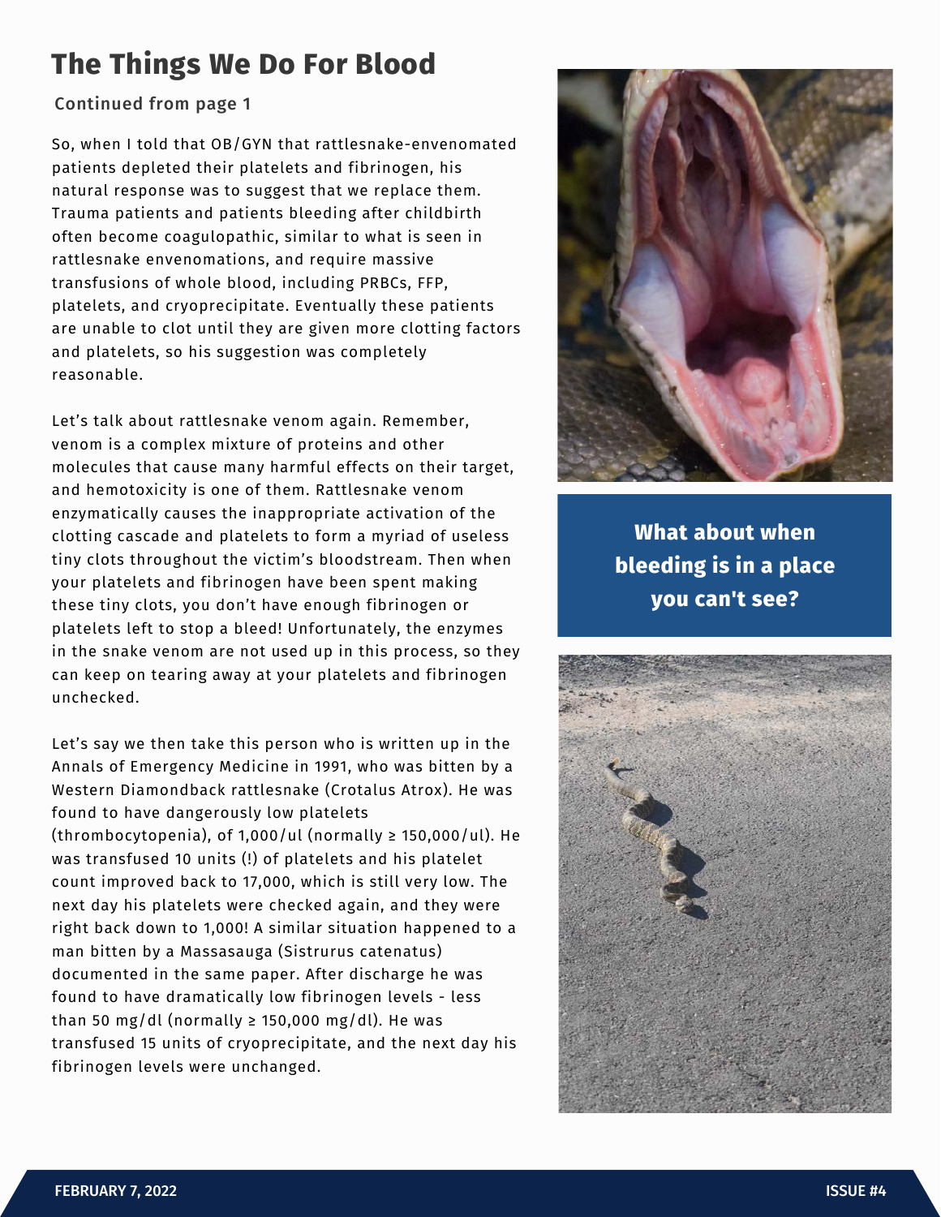# The Things We Do For Blood

Continued from page 1

So, when I told that OB/GYN that rattlesnake-envenomated patients depleted their platelets and fibrinogen, his natural response was to suggest that we replace them. Trauma patients and patients bleeding after childbirth often become coagulopathic, similar to what is seen in rattlesnake envenomations, and require massive transfusions of whole blood, including PRBCs, FFP, platelets, and cryoprecipitate. Eventually these patients are unable to clot until they are given more clotting factors and platelets, so his suggestion was completely reasonable.

Let's talk about rattlesnake venom again. Remember, venom is a complex mixture of proteins and other molecules that cause many harmful effects on their target, and hemotoxicity is one of them. Rattlesnake venom enzymatically causes the inappropriate activation of the clotting cascade and platelets to form a myriad of useless tiny clots throughout the victim's bloodstream. Then when your platelets and fibrinogen have been spent making these tiny clots, you don't have enough fibrinogen or platelets left to stop a bleed! Unfortunately, the enzymes in the snake venom are not used up in this process, so they can keep on tearing away at your platelets and fibrinogen unchecked.

Let's say we then take this person who is written up in the Annals of Emergency Medicine in 1991, who was bitten by a Western Diamondback rattlesnake (Crotalus Atrox). He was found to have dangerously low platelets (thrombocytopenia), of 1,000/ul (normally ≥ 150,000/ul). He was transfused 10 units (!) of platelets and his platelet count improved back to 17,000, which is still very low. The next day his platelets were checked again, and they were right back down to 1,000! A similar situation happened to a man bitten by a Massasauga (Sistrurus catenatus) documented in the same paper. After discharge he was found to have dramatically low fibrinogen levels - less than 50 mg/dl (normally ≥ 150,000 mg/dl). He was transfused 15 units of cryoprecipitate, and the next day his fibrinogen levels were unchanged.

**What about when bleeding is in a place you can't see?**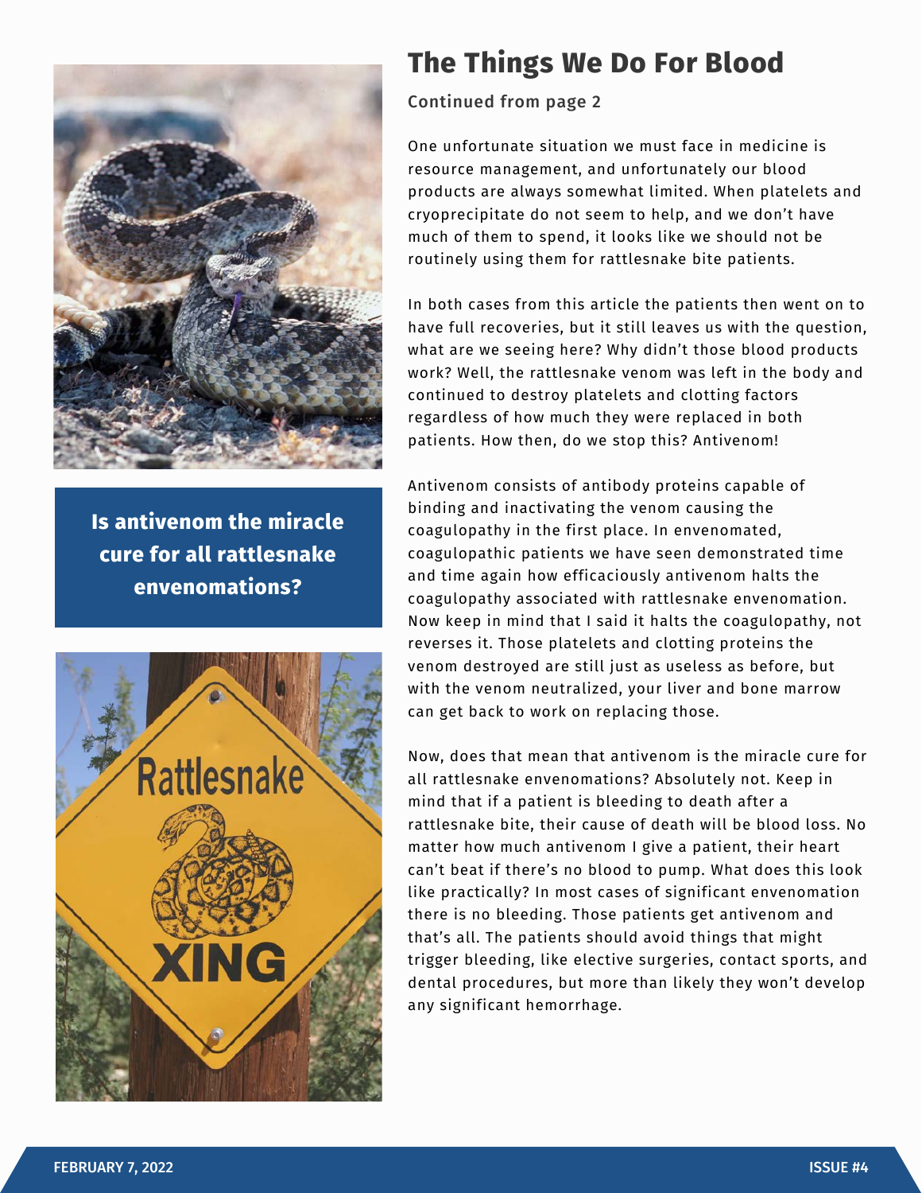# The Things We Do For Blood

**Continued from page 2**

One unfortunate situation we must face in medicine is resource management, and unfortunately our blood products are always somewhat limited. When platelets and cryoprecipitate do not seem to help, and we don't have much of them to spend, it looks like we should not be routinely using them for rattlesnake bite patients.

In both cases from this article the patients then went on to have full recoveries, but it still leaves us with the question, what are we seeing here? Why didn't those blood products work? Well, the rattlesnake venom was left in the body and continued to destroy platelets and clotting factors regardless of how much they were replaced in both patients. How then, do we stop this? Antivenom!

Antivenom consists of antibody proteins capable of binding and inactivating the venom causing the coagulopathy in the first place. In envenomated, coagulopathic patients we have seen demonstrated time and time again how efficaciously antivenom halts the coagulopathy associated with rattlesnake envenomation. Now keep in mind that I said it halts the coagulopathy, not reverses it. Those platelets and clotting proteins the venom destroyed are still just as useless as before, but with the venom neutralized, your liver and bone marrow can get back to work on replacing those.

**Is antivenom the miracle cure for all rattlesnake envenomations?**

Now, does that mean that antivenom is the miracle cure for all rattlesnake envenomations? Absolutely not. Keep in mind that if a patient is bleeding to death after a rattlesnake bite, their cause of death will be blood loss. No matter how much antivenom I give a patient, their heart can't beat if there's no blood to pump. What does this look like practically? In most cases of significant envenomation there is no bleeding. Those patients get antivenom and that's all. The patients should avoid things that might trigger bleeding, like elective surgeries, contact sports, and dental procedures, but more than likely they won't develop any significant hemorrhage.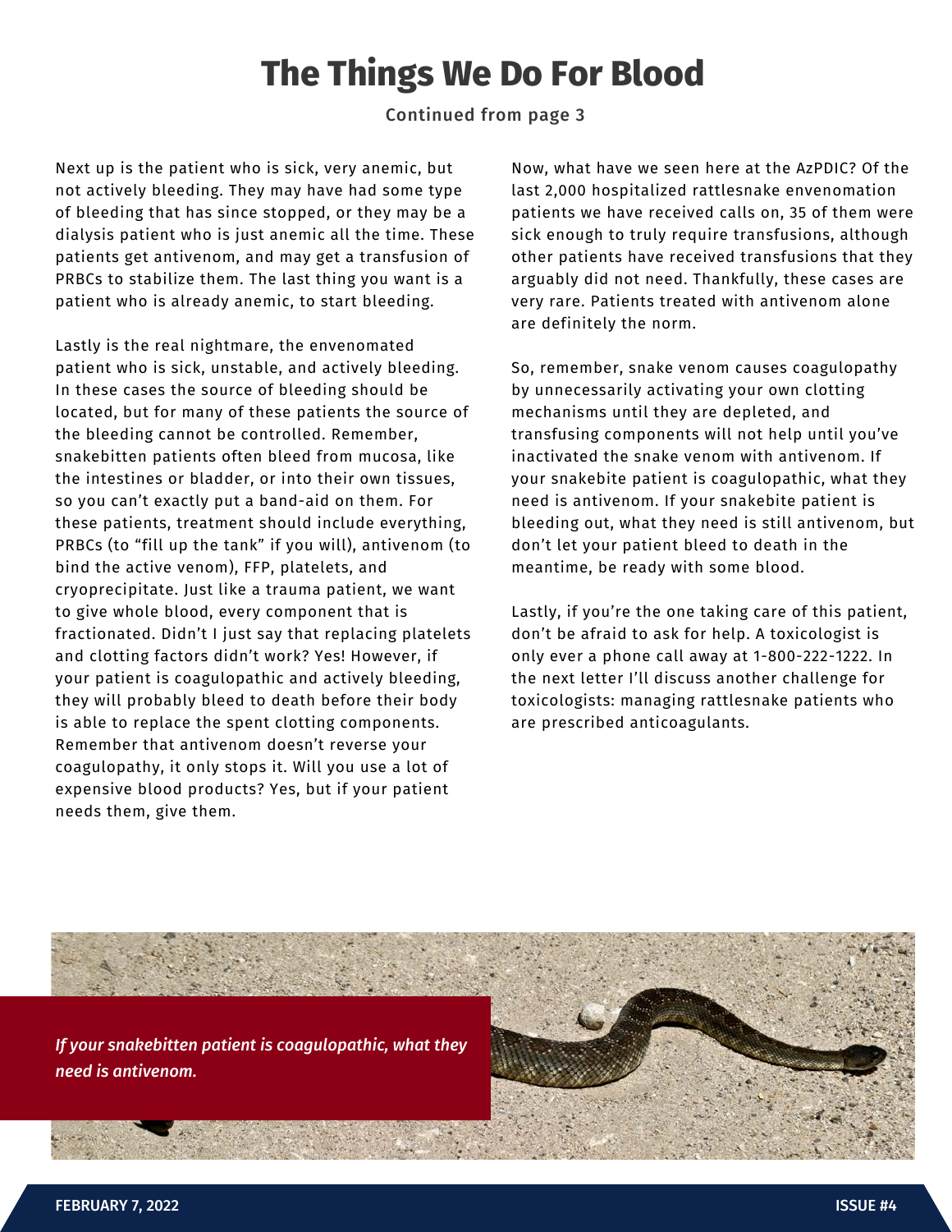# The Things We Do For Blood

Continued from page 3

Next up is the patient who is sick, very anemic, but not actively bleeding. They may have had some type of bleeding that has since stopped, or they may be a dialysis patient who is just anemic all the time. These patients get antivenom, and may get a transfusion of PRBCs to stabilize them. The last thing you want is a patient who is already anemic, to start bleeding.

Lastly is the real nightmare, the envenomated patient who is sick, unstable, and actively bleeding. In these cases the source of bleeding should be located, but for many of these patients the source of the bleeding cannot be controlled. Remember, snakebitten patients often bleed from mucosa, like the intestines or bladder, or into their own tissues, so you can't exactly put a band-aid on them. For these patients, treatment should include everything, PRBCs (to "fill up the tank" if you will), antivenom (to bind the active venom), FFP, platelets, and cryoprecipitate. Just like a trauma patient, we want to give whole blood, every component that is fractionated. Didn't I just say that replacing platelets and clotting factors didn't work? Yes! However, if your patient is coagulopathic and actively bleeding, they will probably bleed to death before their body is able to replace the spent clotting components. Remember that antivenom doesn't reverse your coagulopathy, it only stops it. Will you use a lot of expensive blood products? Yes, but if your patient needs them, give them.

Now, what have we seen here at the AzPDIC? Of the last 2,000 hospitalized rattlesnake envenomation patients we have received calls on, 35 of them were sick enough to truly require transfusions, although other patients have received transfusions that they arguably did not need. Thankfully, these cases are very rare. Patients treated with antivenom alone are definitely the norm.

So, remember, snake venom causes coagulopathy by unnecessarily activating your own clotting mechanisms until they are depleted, and transfusing components will not help until you've inactivated the snake venom with antivenom. If your snakebite patient is coagulopathic, what they need is antivenom. If your snakebite patient is bleeding out, what they need is still antivenom, but don't let your patient bleed to death in the meantime, be ready with some blood.

Lastly, if you're the one taking care of this patient, don't be afraid to ask for help. A toxicologist is only ever a phone call away at 1-800-222-1222. In the next letter I'll discuss another challenge for toxicologists: managing rattlesnake patients who are prescribed anticoagulants.

*If your snakebitten patient is coagulopathic, what they need is antivenom.*